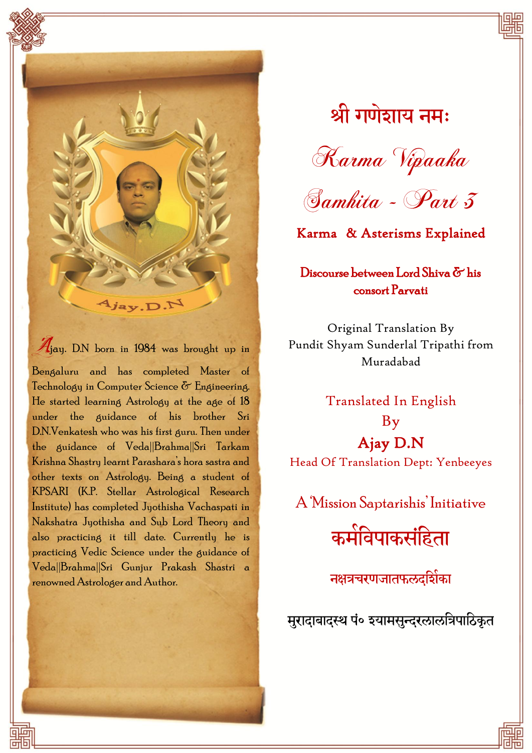श्री गणेशाय नमः

# Karma Vipaaka Samhita - Part 3

## Karma & Asterisms Explained

**Discourse between Lord Shiva & his consort Parvati**

Original Translation By
Pundit Shyam Sunderlal Tripathi from Muradabad

Translated In English
By
**Ajay D.N**
Head Of Translation Dept: Yenbeeyes

A 'Mission Saptarishis' Initiative

# कर्मविपाकसंहिता

नक्षत्रचरणजातफलदर्शिका

मुरादाबादस्थ पं० श्यामसुन्दरलालत्रिपाठिकृत

---

Ajay.D.N

Ajay. D.N born in 1984 was brought up in Bengaluru and has completed Master of Technology in Computer Science & Engineering. He started learning Astrology at the age of 18 under the guidance of his brother Sri D.N.Venkatesh who was his first guru. Then under the guidance of Veda||Brahma||Sri Tarkam Krishna Shastry learnt Parashara's hora sastra and other texts on Astrology. Being a student of KPSARI (K.P. Stellar Astrological Research Institute) has completed Jyothisha Vachaspati in Nakshatra Jyothisha and Sub Lord Theory and also practicing it till date. Currently he is practicing Vedic Science under the guidance of Veda||Brahma||Sri Gunjur Prakash Shastri a renowned Astrologer and Author.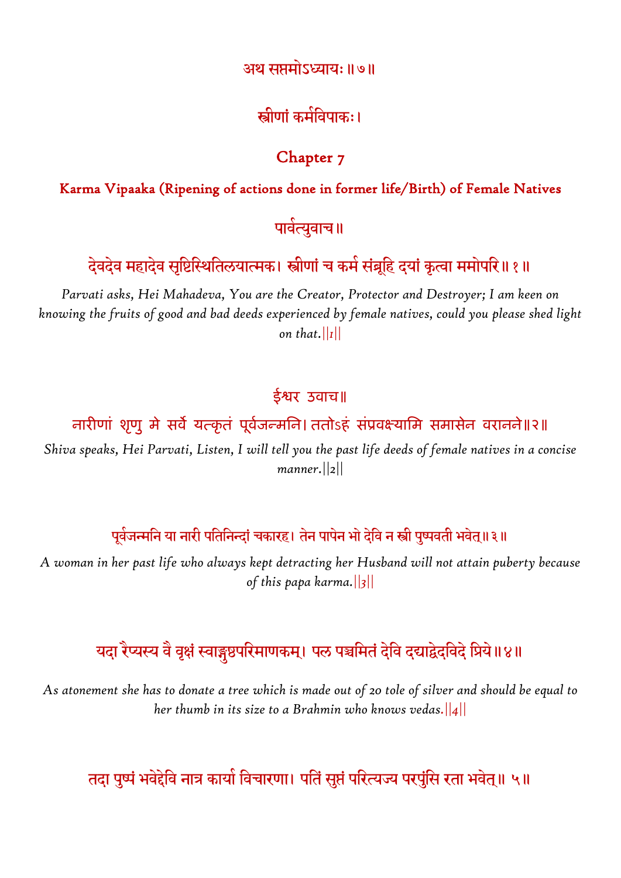## अथ सप्तमोऽध्यायः ॥ ७ ॥

### स्त्रीणां कर्मविपाकः।

## Chapter 7

### Karma Vipaaka (Ripening of actions done in former life/Birth) of Female Natives

पार्वत्युवाच॥

देवदेव महादेव सृष्टिस्थितिलयात्मक। स्त्रीणां च कर्म संब्रूहि दयां कृत्वा ममोपरि॥ १॥

*Parvati asks, Hei Mahadeva, You are the Creator, Protector and Destroyer; I am keen on knowing the fruits of good and bad deeds experienced by female natives, could you please shed light on that.||1||*

ईश्वर उवाच॥

नारीणां शृणु मे सर्वे यत्कृतं पूर्वजन्मनि। ततोऽहं संप्रवक्ष्यामि समासेन वरानने॥२॥

*Shiva speaks, Hei Parvati, Listen, I will tell you the past life deeds of female natives in a concise manner.||2||*

पूर्वजन्मनि या नारी पतिनिन्दां चकारह। तेन पापेन भो देवि न स्त्री पुष्पवती भवेत्॥ ३॥

*A woman in her past life who always kept detracting her Husband will not attain puberty because of this papa karma.||3||*

यदा रैप्यस्य वै वृक्षं स्वाङ्गुष्ठपरिमाणकम्। पल पञ्चमितं देवि दद्याद्वेदविदे प्रिये॥ ४॥

*As atonement she has to donate a tree which is made out of 20 tole of silver and should be equal to her thumb in its size to a Brahmin who knows vedas.||4||*

तदा पुष्पं भवेद्देवि नात्र कार्या विचारणा। पतिं सुप्तं परित्यज्य परपुंसि रता भवेत्॥ ५॥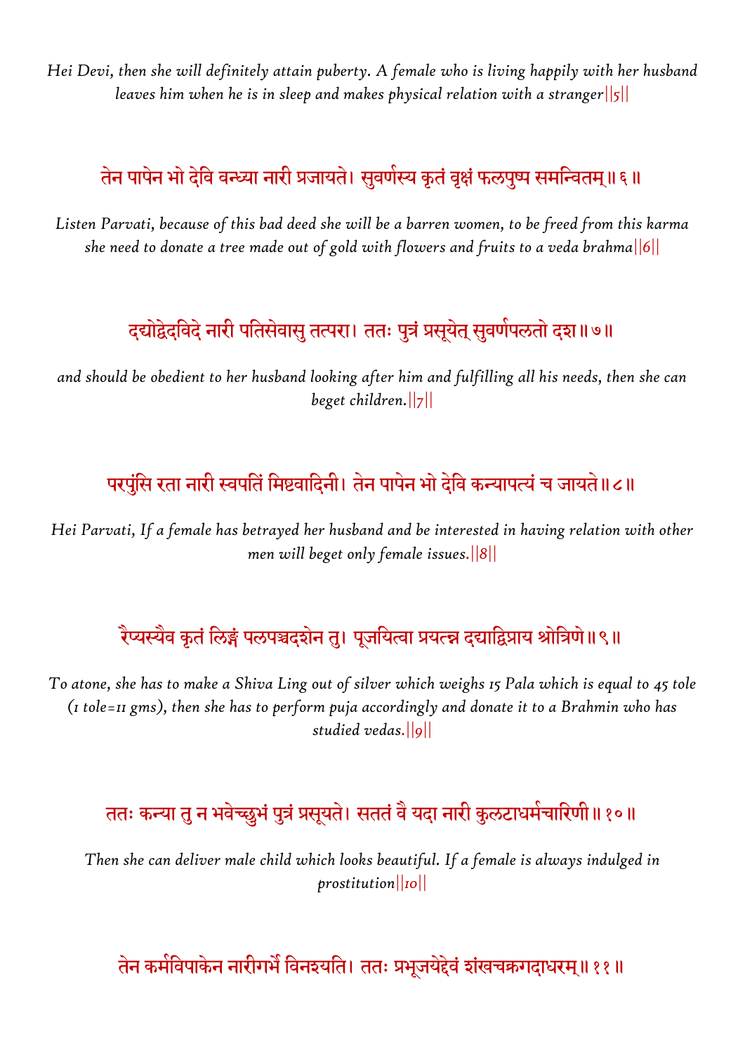*Hei Devi, then she will definitely attain puberty. A female who is living happily with her husband leaves him when he is in sleep and makes physical relation with a stranger||5||*

तेन पापेन भो देवि वन्ध्या नारी प्रजायते। सुवर्णस्य कृतं वृक्षं फलपुष्प समन्वितम्॥६॥

*Listen Parvati, because of this bad deed she will be a barren women, to be freed from this karma she need to donate a tree made out of gold with flowers and fruits to a veda brahma||6||*

दद्योद्वेदविदे नारी पतिसेवासु तत्परा। ततः पुत्रं प्रसूयेत् सुवर्णपलतो दश॥७॥

*and should be obedient to her husband looking after him and fulfilling all his needs, then she can beget children.||7||*

परपुंसि रता नारी स्वपतिं मिष्टवादिनी। तेन पापेन भो देवि कन्यापत्यं च जायते॥८॥

*Hei Parvati, If a female has betrayed her husband and be interested in having relation with other men will beget only female issues.||8||*

रैप्यस्यैव कृतं लिङ्गं पलपञ्चदशेन तु। पूजयित्वा प्रयत्न दद्याद्विप्राय श्रोत्रिणे॥९॥

*To atone, she has to make a Shiva Ling out of silver which weighs 15 Pala which is equal to 45 tole (1 tole=11 gms), then she has to perform puja accordingly and donate it to a Brahmin who has studied vedas.||9||*

ततः कन्या तु न भवेच्छुभं पुत्रं प्रसूयते। सततं वै यदा नारी कुलटाधर्मचारिणी॥१०॥

*Then she can deliver male child which looks beautiful. If a female is always indulged in prostitution||10||*

तेन कर्मविपाकेन नारीगर्भे विनश्यति। ततः प्रभूजयेद्देवं शंखचक्रगदाधरम्॥११॥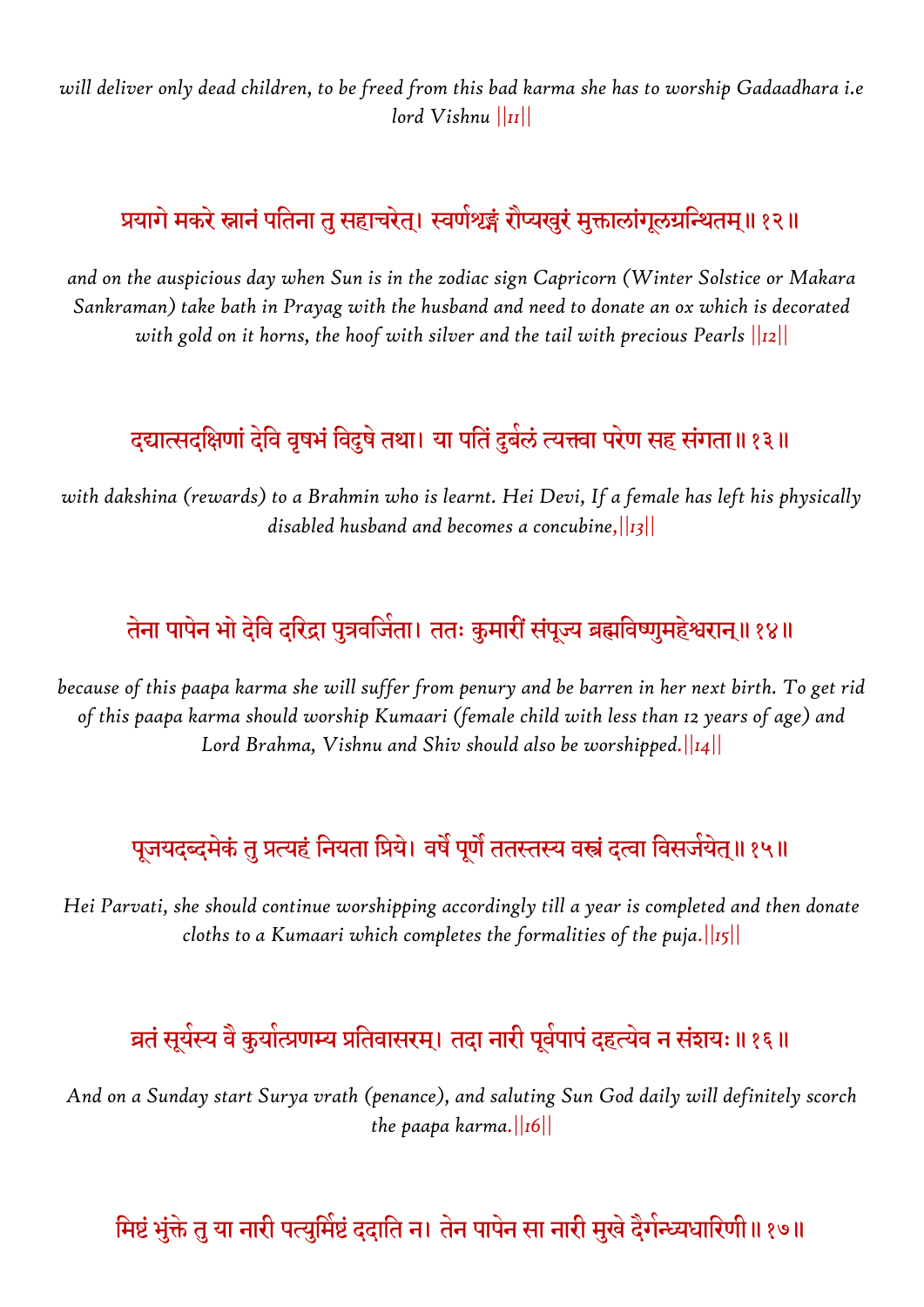*will deliver only dead children, to be freed from this bad karma she has to worship Gadaadhara i.e lord Vishnu ||11||*

प्रयागे मकरे स्नानं पतिना तु सहाचरेत्। स्वर्णश्रृङ्गं रौप्यखुरं मुक्तालांगूलग्रन्थितम्॥ १२॥

*and on the auspicious day when Sun is in the zodiac sign Capricorn (Winter Solstice or Makara Sankraman) take bath in Prayag with the husband and need to donate an ox which is decorated with gold on it horns, the hoof with silver and the tail with precious Pearls ||12||*

दद्यात्सदक्षिणां देवि वृषभं विदुषे तथा। या पतिं दुर्बलं त्यक्त्वा परेण सह संगता॥ १३॥

*with dakshina (rewards) to a Brahmin who is learnt. Hei Devi, If a female has left his physically disabled husband and becomes a concubine,||13||*

तेना पापेन भो देवि दरिद्रा पुत्रवर्जिता। ततः कुमारीं संपूज्य ब्रह्मविष्णुमहेश्वरान्॥ १४॥

*because of this paapa karma she will suffer from penury and be barren in her next birth. To get rid of this paapa karma should worship Kumaari (female child with less than 12 years of age) and Lord Brahma, Vishnu and Shiv should also be worshipped.||14||*

पूजयदब्दमेकं तु प्रत्यहं नियता प्रिये। वर्षे पूर्णे ततस्तस्य वस्त्रं दत्वा विसर्जयेत्॥ १५॥

*Hei Parvati, she should continue worshipping accordingly till a year is completed and then donate cloths to a Kumaari which completes the formalities of the puja.||15||*

व्रतं सूर्यस्य वै कुर्यात्प्रणम्य प्रतिवासरम्। तदा नारी पूर्वपापं दहत्येव न संशयः॥ १६॥

*And on a Sunday start Surya vrath (penance), and saluting Sun God daily will definitely scorch the paapa karma.||16||*

मिष्टं भुंक्ते तु या नारी पत्युर्मिष्टं ददाति न। तेन पापेन सा नारी मुखे दैर्गन्ध्यधारिणी॥ १७॥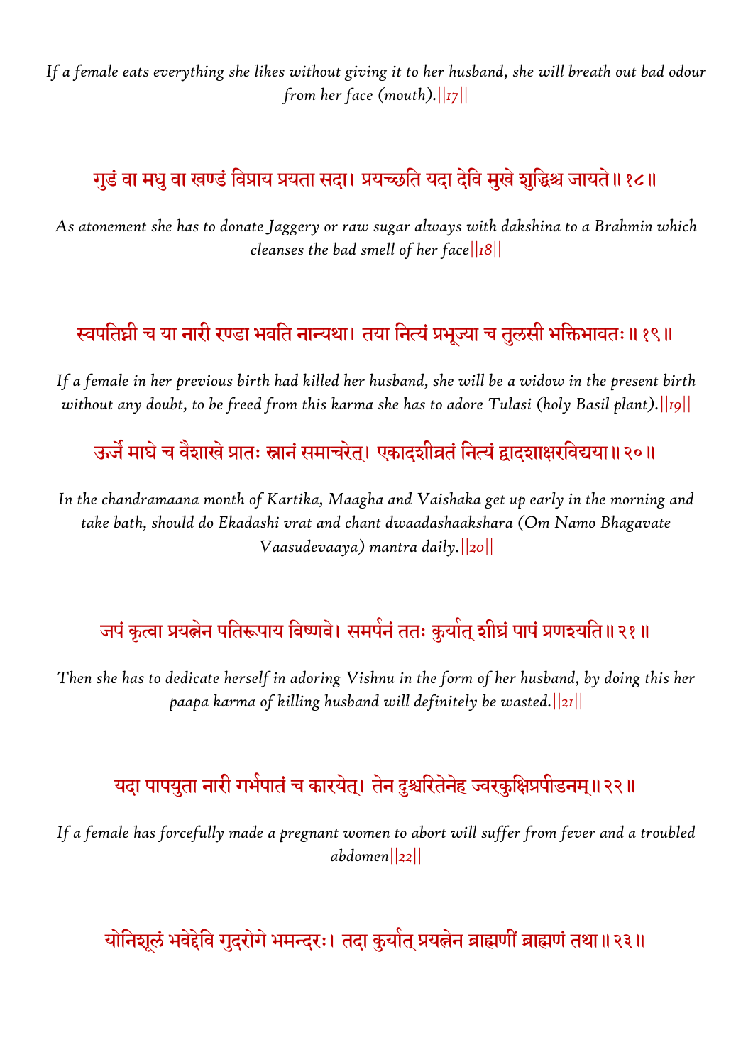*If a female eats everything she likes without giving it to her husband, she will breath out bad odour from her face (mouth).||17||*

गुडं वा मधु वा खण्डं विप्राय प्रयता सदा। प्रयच्छति यदा देवि मुखे शुद्धिश्च जायते॥ १८॥

*As atonement she has to donate Jaggery or raw sugar always with dakshina to a Brahmin which cleanses the bad smell of her face||18||*

स्वपतिघ्नी च या नारी रण्डा भवति नान्यथा। तया नित्यं प्रभूज्या च तुलसी भक्तिभावतः॥ १९॥

*If a female in her previous birth had killed her husband, she will be a widow in the present birth without any doubt, to be freed from this karma she has to adore Tulasi (holy Basil plant).||19||*

ऊर्जे माघे च वैशाखे प्रातः स्नानं समाचरेत्। एकादशीव्रतं नित्यं द्वादशाक्षरविद्यया॥ २०॥

*In the chandramaana month of Kartika, Maagha and Vaishaka get up early in the morning and take bath, should do Ekadashi vrat and chant dwaadashaakshara (Om Namo Bhagavate Vaasudevaaya) mantra daily.||20||*

जपं कृत्वा प्रयत्नेन पतिरूपाय विष्णवे। समर्पनं ततः कुर्यात् शीघ्रं पापं प्रणश्यति॥ २१॥

*Then she has to dedicate herself in adoring Vishnu in the form of her husband, by doing this her paapa karma of killing husband will definitely be wasted.||21||*

यदा पापयुता नारी गर्भपातं च कारयेत्। तेन दुश्चरितेनेह ज्वरकुक्षिप्रपीडनम्॥ २२॥

*If a female has forcefully made a pregnant women to abort will suffer from fever and a troubled abdomen||22||*

योनिशूलं भवेद्देवि गुदरोगे भमन्दरः। तदा कुर्यात् प्रयत्नेन ब्राह्मणीं ब्राह्मणं तथा॥ २३॥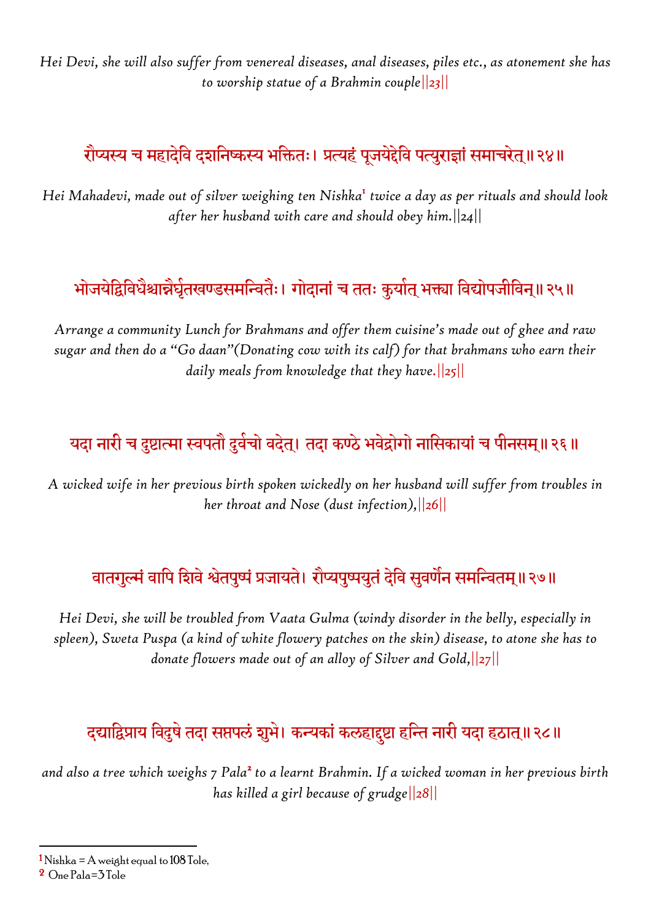*Hei Devi, she will also suffer from venereal diseases, anal diseases, piles etc., as atonement she has to worship statue of a Brahmin couple||23||*

## रौप्यस्य च महादेवि दशनिष्कस्य भक्तितः। प्रत्यहं पूजयेद्देवि पत्युराज्ञां समाचरेत्॥२४॥

*Hei Mahadevi, made out of silver weighing ten Nishka*[1] *twice a day as per rituals and should look after her husband with care and should obey him.||24||*

## भोजयेद्विविधैश्चान्नैर्घृतखण्डसमन्वितैः। गोदानां च ततः कुर्यात् भक्त्या विद्योपजीविन्॥२५॥

*Arrange a community Lunch for Brahmans and offer them cuisine's made out of ghee and raw sugar and then do a "Go daan"(Donating cow with its calf) for that brahmans who earn their daily meals from knowledge that they have.||25||*

## यदा नारी च दुष्टात्मा स्वपतौ दुर्वचो वदेत्। तदा कण्ठे भवेद्रोगो नासिकायां च पीनसम्॥२६॥

*A wicked wife in her previous birth spoken wickedly on her husband will suffer from troubles in her throat and Nose (dust infection),||26||*

## वातगुल्मं वापि शिवे श्वेतपुष्पं प्रजायते। रौप्यपुष्पयुतं देवि सुवर्णेन समन्वितम्॥२७॥

*Hei Devi, she will be troubled from Vaata Gulma (windy disorder in the belly, especially in spleen), Sweta Puspa (a kind of white flowery patches on the skin) disease, to atone she has to donate flowers made out of an alloy of Silver and Gold,||27||*

## दद्याद्विप्राय विदुषे तदा सप्तपलं शुभे। कन्यकां कलहाद्दुष्टा हन्ति नारी यदा हठात्॥२८॥

*and also a tree which weighs 7 Pala*[2] *to a learnt Brahmin. If a wicked woman in her previous birth has killed a girl because of grudge||28||*

---

[1] Nishka = A weight equal to 108 Tole,

[2] One Pala=3 Tole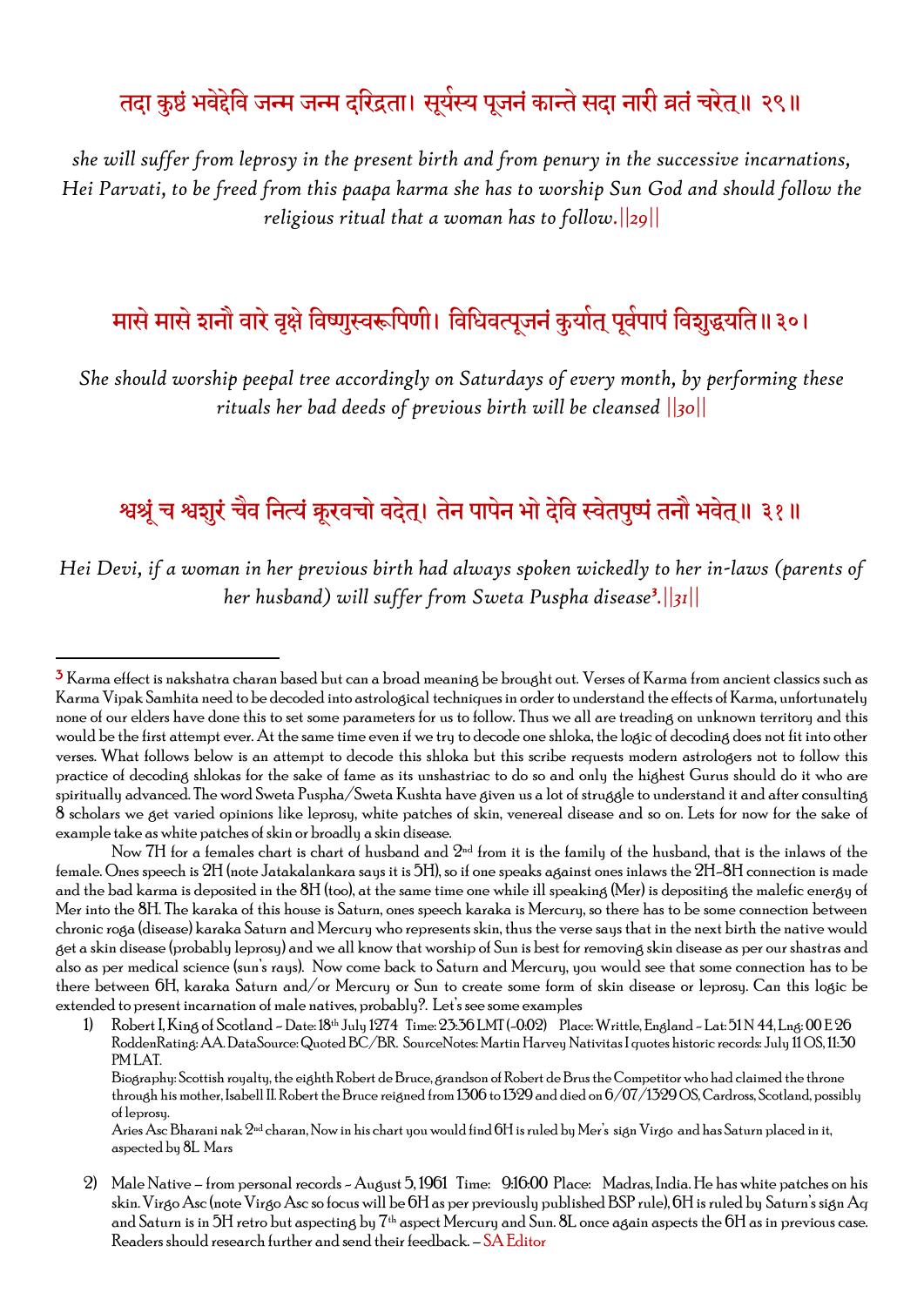तदा कुष्ठं भवेद्देवि जन्म जन्म दरिद्रता। सूर्यस्य पूजनं कान्ते सदा नारी व्रतं चरेत्॥ २९॥

*she will suffer from leprosy in the present birth and from penury in the successive incarnations, Hei Parvati, to be freed from this paapa karma she has to worship Sun God and should follow the religious ritual that a woman has to follow.||29||*

मासे मासे शनौ वारे वृक्षे विष्णुस्वरूपिणी। विधिवत्पूजनं कुर्यात् पूर्वपापं विशुद्धयति॥ ३०।

*She should worship peepal tree accordingly on Saturdays of every month, by performing these rituals her bad deeds of previous birth will be cleansed ||30||*

श्वश्रूं च श्वशुरं चैव नित्यं क्रूरवचो वदेत्। तेन पापेन भो देवि स्वेतपुष्पं तनौ भवेत्॥ ३१॥

*Hei Devi, if a woman in her previous birth had always spoken wickedly to her in-laws (parents of her husband) will suffer from Sweta Puspha disease[3].||31||*

---

[3] Karma effect is nakshatra charan based but can a broad meaning be brought out. Verses of Karma from ancient classics such as Karma Vipak Samhita need to be decoded into astrological techniques in order to understand the effects of Karma, unfortunately none of our elders have done this to set some parameters for us to follow. Thus we all are treading on unknown territory and this would be the first attempt ever. At the same time even if we try to decode one shloka, the logic of decoding does not fit into other verses. What follows below is an attempt to decode this shloka but this scribe requests modern astrologers not to follow this practice of decoding shlokas for the sake of fame as its unshastriac to do so and only the highest Gurus should do it who are spiritually advanced. The word Sweta Puspha/Sweta Kushta have given us a lot of struggle to understand it and after consulting 8 scholars we get varied opinions like leprosy, white patches of skin, venereal disease and so on. Lets for now for the sake of example take as white patches of skin or broadly a skin disease.

Now 7H for a females chart is chart of husband and 2nd from it is the family of the husband, that is the inlaws of the female. Ones speech is 2H (note Jatakalankara says it is 5H), so if one speaks against ones inlaws the 2H-8H connection is made and the bad karma is deposited in the 8H (too), at the same time one while ill speaking (Mer) is depositing the malefic energy of Mer into the 8H. The karaka of this house is Saturn, ones speech karaka is Mercury, so there has to be some connection between chronic roga (disease) karaka Saturn and Mercury who represents skin, thus the verse says that in the next birth the native would get a skin disease (probably leprosy) and we all know that worship of Sun is best for removing skin disease as per our shastras and also as per medical science (sun's rays). Now come back to Saturn and Mercury, you would see that some connection has to be there between 6H, karaka Saturn and/or Mercury or Sun to create some form of skin disease or leprosy. Can this logic be extended to present incarnation of male natives, probably?. Let's see some examples

1) Robert I, King of Scotland - Date: 18th July 1274 Time: 23:36 LMT (-0:02) Place: Writtle, England - Lat: 51 N 44, Lng: 00 E 26 RoddenRating: AA. DataSource: Quoted BC/BR. SourceNotes: Martin Harvey Nativitas I quotes historic records: July 11 OS, 11:30 PM LAT.

   Biography: Scottish royalty, the eighth Robert de Bruce, grandson of Robert de Brus the Competitor who had claimed the throne through his mother, Isabell II. Robert the Bruce reigned from 1306 to 1329 and died on 6/07/1329 OS, Cardross, Scotland, possibly of leprosy.

   Aries Asc Bharani nak 2nd charan, Now in his chart you would find 6H is ruled by Mer's sign Virgo and has Saturn placed in it, aspected by 8L Mars

2) Male Native – from personal records - August 5, 1961 Time: 9:16:00 Place: Madras, India. He has white patches on his skin. Virgo Asc (note Virgo Asc so focus will be 6H as per previously published BSP rule), 6H is ruled by Saturn's sign Aq and Saturn is in 5H retro but aspecting by 7th aspect Mercury and Sun. 8L once again aspects the 6H as in previous case. Readers should research further and send their feedback. – SA Editor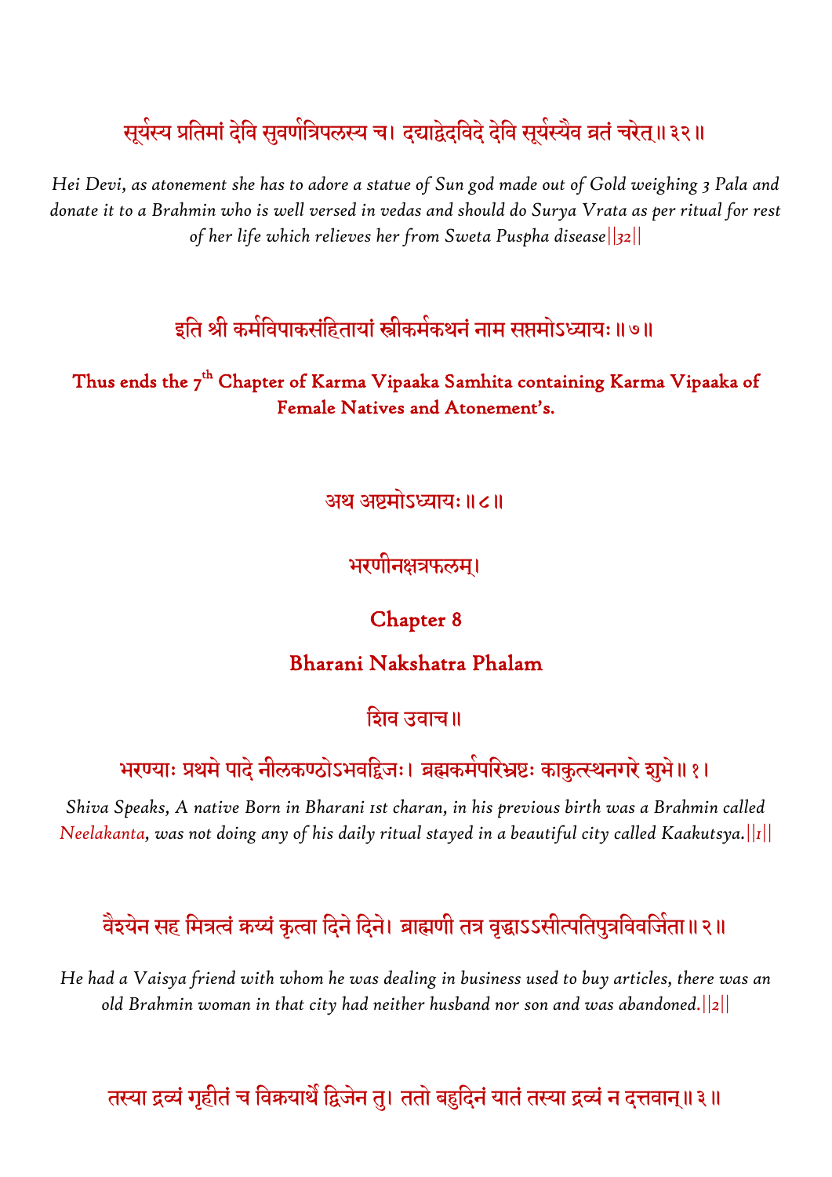सूर्यस्य प्रतिमां देवि सुवर्णात्रिपलस्य च। दद्याद्वेदविदे देवि सूर्यस्यैव व्रतं चरेत्॥ ३२॥

*Hei Devi, as atonement she has to adore a statue of Sun god made out of Gold weighing 3 Pala and donate it to a Brahmin who is well versed in vedas and should do Surya Vrata as per ritual for rest of her life which relieves her from Sweta Puspha disease||32||*

इति श्री कर्मविपाकसंहितायां स्त्रीकर्मकथनं नाम सप्तमोऽध्यायः॥ ७॥

**Thus ends the 7th Chapter of Karma Vipaaka Samhita containing Karma Vipaaka of Female Natives and Atonement's.**

अथ अष्टमोऽध्यायः॥ ८॥

भरणीनक्षत्रफलम्।

## Chapter 8

## Bharani Nakshatra Phalam

शिव उवाच॥

भरण्याः प्रथमे पादे नीलकण्ठोऽभवद्विजः। ब्रह्मकर्मपरिभ्रष्टः काकुत्स्थनगरे शुभे॥ १।

*Shiva Speaks, A native Born in Bharani 1st charan, in his previous birth was a Brahmin called Neelakanta, was not doing any of his daily ritual stayed in a beautiful city called Kaakutsya.||1||*

वैश्येन सह मित्रत्वं क्रय्यं कृत्वा दिने दिने। ब्राह्मणी तत्र वृद्धाऽऽसीत्पतिपुत्रविवर्जिता॥ २॥

*He had a Vaisya friend with whom he was dealing in business used to buy articles, there was an old Brahmin woman in that city had neither husband nor son and was abandoned.||2||*

तस्या द्रव्यं गृहीतं च विक्रयार्थे द्विजेन तु। ततो बहुदिनं यातं तस्या द्रव्यं न दत्तवान्॥ ३॥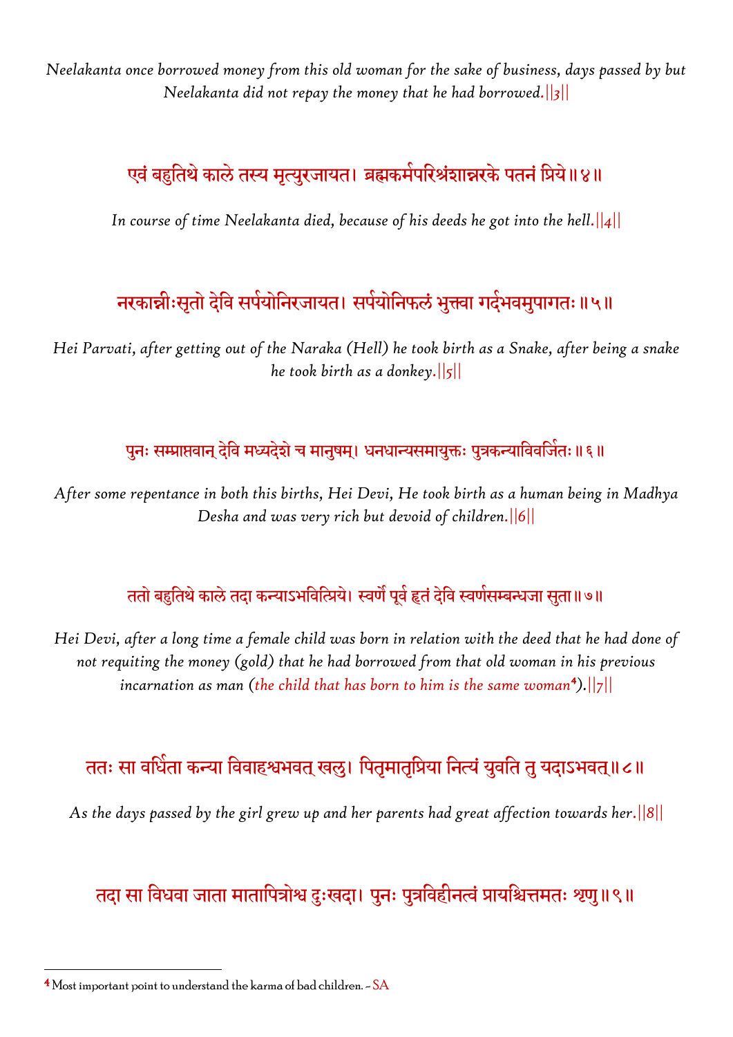*Neelakanta once borrowed money from this old woman for the sake of business, days passed by but Neelakanta did not repay the money that he had borrowed.||3||*

एवं बहुतिथे काले तस्य मृत्युरजायत। ब्रह्मकर्मपरिभ्रंशान्नरके पतनं प्रिये॥४॥

*In course of time Neelakanta died, because of his deeds he got into the hell.||4||*

नरकान्नीःसृतो देवि सर्पयोनिरजायत। सर्पयोनिफलं भुक्त्वा गर्दभत्वमुपागतः॥५॥

*Hei Parvati, after getting out of the Naraka (Hell) he took birth as a Snake, after being a snake he took birth as a donkey.||5||*

पुनः सम्प्राप्तवान् देवि मध्यदेशे च मानुषम्। धनधान्यसमायुक्तः पुत्रकन्याविवर्जितः॥६॥

*After some repentance in both this births, Hei Devi, He took birth as a human being in Madhya Desha and was very rich but devoid of children.||6||*

ततो बहुतिथे काले तदा कन्याऽभवित्प्रिये। स्वर्णे पूर्व हृतं देवि स्वर्णसम्बन्धजा सुता॥७॥

*Hei Devi, after a long time a female child was born in relation with the deed that he had done of not requiting the money (gold) that he had borrowed from that old woman in his previous incarnation as man (the child that has born to him is the same woman[4]).||7||*

ततः सा वर्धिता कन्या विवाहश्चभवत् खलु। पितृमातृप्रिया नित्यं युवति तु यदाऽभवत्॥८॥

*As the days passed by the girl grew up and her parents had great affection towards her.||8||*

तदा सा विधवा जाता मातापित्रोश्च दुःखदा। पुनः पुत्रविहीनत्वं प्रायश्चित्तमतः श्रृणु॥९॥

---

[4] Most important point to understand the karma of bad children. - SA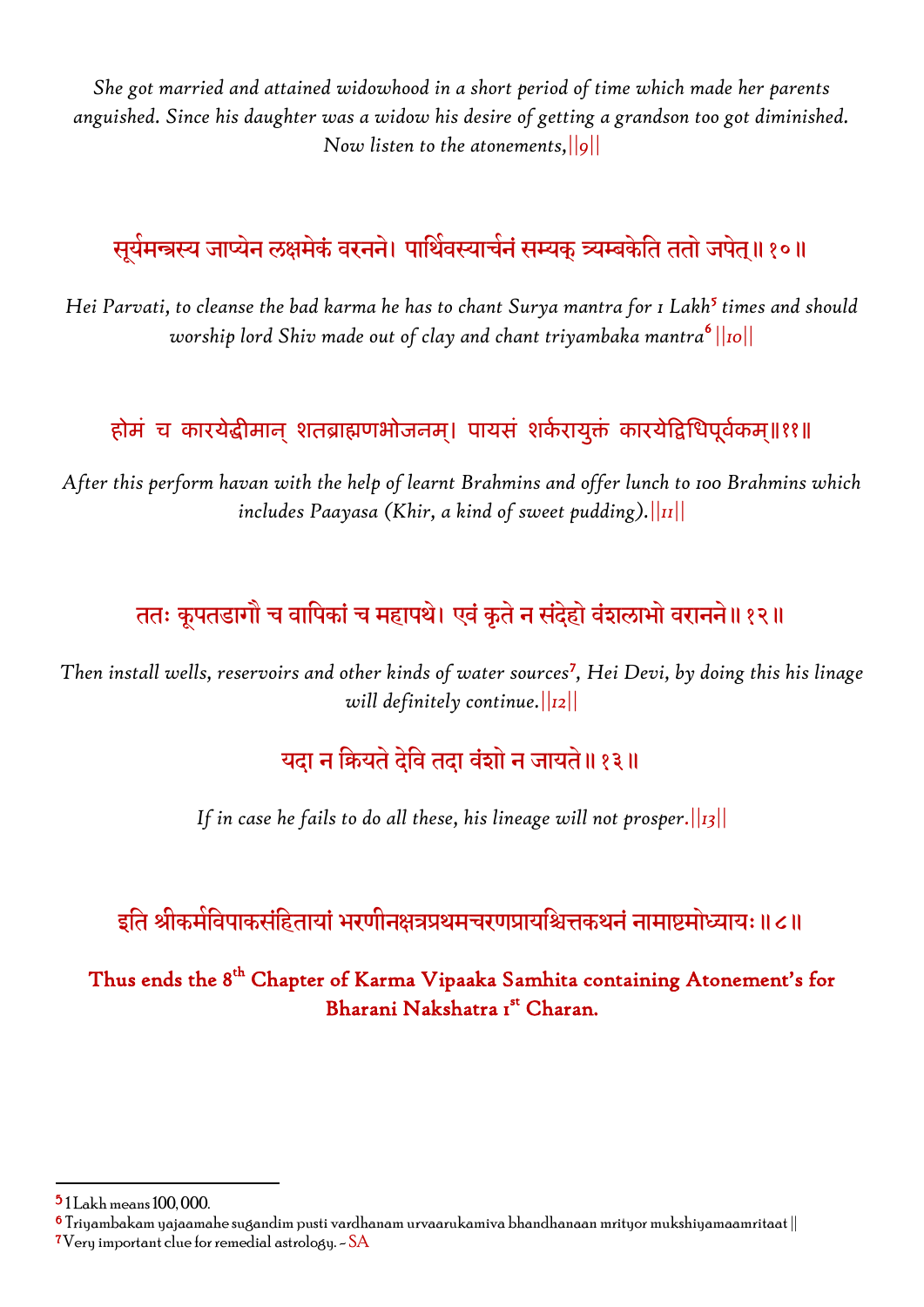*She got married and attained widowhood in a short period of time which made her parents anguished. Since his daughter was a widow his desire of getting a grandson too got diminished. Now listen to the atonements,||9||*

सूर्यमन्त्रस्य जाप्येन लक्षमेकं वरनने। पार्थिवस्यार्चनं सम्यक् त्र्यम्बकेति ततो जपेत्॥ १०॥

*Hei Parvati, to cleanse the bad karma he has to chant Surya mantra for 1 Lakh*[5] *times and should worship lord Shiv made out of clay and chant triyambaka mantra*[6] *||10||*

होमं च कारयेद्धीमान् शतब्राह्मणभोजनम्। पायसं शर्करायुक्तं कारयेद्विधिपूर्वकम्॥११॥

*After this perform havan with the help of learnt Brahmins and offer lunch to 100 Brahmins which includes Paayasa (Khir, a kind of sweet pudding).||11||*

ततः कूपतडागौ च वापिकां च महापथे। एवं कृते न संदेहो वंशलाभो वरानने॥ १२॥

*Then install wells, reservoirs and other kinds of water sources*[7]*, Hei Devi, by doing this his linage will definitely continue.||12||*

यदा न क्रियते देवि तदा वंशो न जायते॥ १३॥

*If in case he fails to do all these, his lineage will not prosper.||13||*

इति श्रीकर्मविपाकसंहितायां भरणीनक्षत्रप्रथमचरणप्रायश्चित्तकथनं नामाष्टमोध्यायः॥८॥

**Thus ends the 8th Chapter of Karma Vipaaka Samhita containing Atonement's for Bharani Nakshatra 1st Charan.**

---

[5] 1 Lakh means 100,000.

[6] Triyambakam yajaamahe sugandim pusti vardhanam urvaarukamiva bhandhanaan mrityor mukshiyamaamritaat ||

[7] Very important clue for remedial astrology. – SA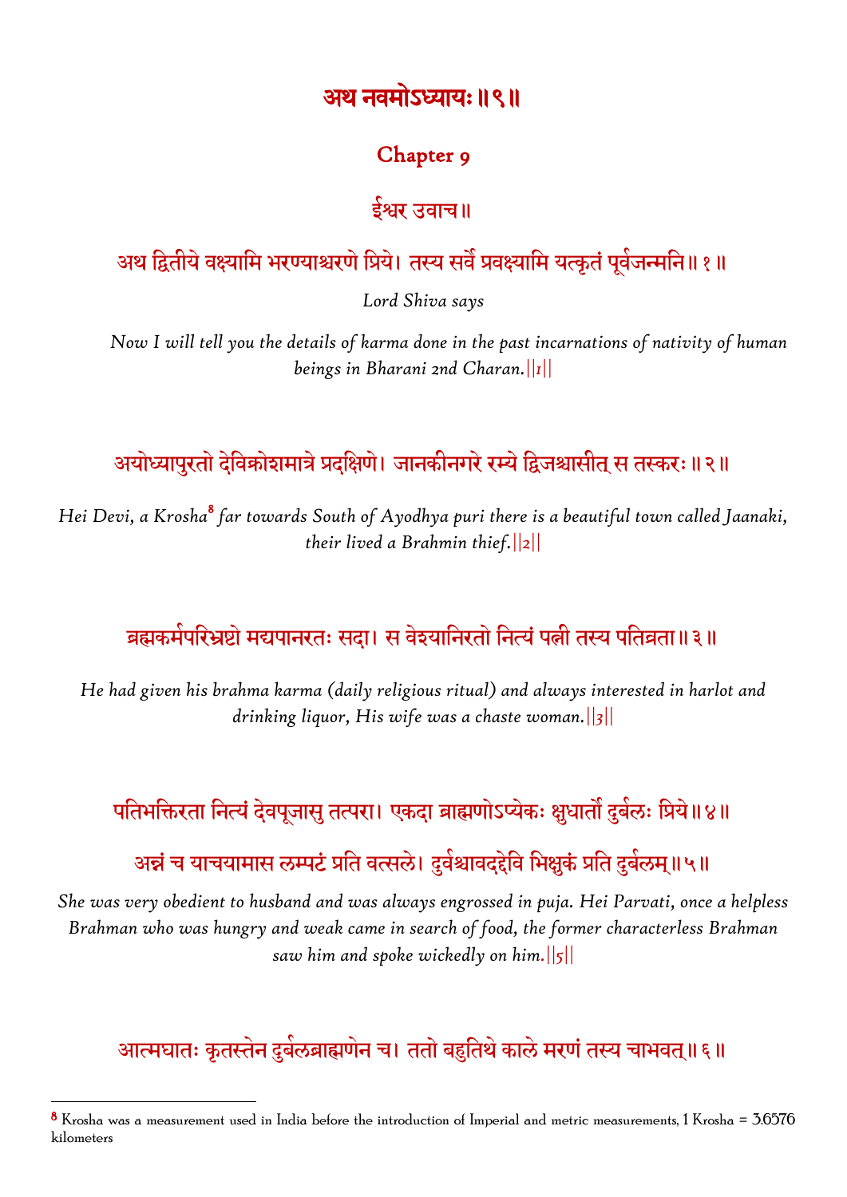# अथ नवमोऽध्यायः ॥९॥

## Chapter 9

### ईश्वर उवाच॥

अथ द्वितीये वक्ष्यामि भरण्याश्चरणे प्रिये। तस्य सर्वे प्रवक्ष्यामि यत्कृतं पूर्वजन्मनि॥ १ ॥

*Lord Shiva says*

*Now I will tell you the details of karma done in the past incarnations of nativity of human beings in Bharani 2nd Charan.||1||*

अयोध्यापुरतो देविक्रोशमात्रे प्रदक्षिणे। जानकीनगरे रम्ये द्विजश्चासीत् स तस्करः॥ २ ॥

*Hei Devi, a Krosha[8] far towards South of Ayodhya puri there is a beautiful town called Jaanaki, their lived a Brahmin thief.||2||*

ब्रह्मकर्मपरिभ्रष्टो मद्यपानरतः सदा। स वेश्यानिरतो नित्यं पत्नी तस्य पतिव्रता॥ ३ ॥

*He had given his brahma karma (daily religious ritual) and always interested in harlot and drinking liquor, His wife was a chaste woman.||3||*

पतिभक्तिरता नित्यं देवपूजासु तत्परा। एकदा ब्राह्मणोऽप्येकः क्षुधार्तो दुर्बलः प्रिये॥ ४ ॥

अन्नं च याचयामास लम्पटं प्रति वत्सले। दुर्वश्चावदद्देवि भिक्षुकं प्रति दुर्बलम्॥ ५ ॥

*She was very obedient to husband and was always engrossed in puja. Hei Parvati, once a helpless Brahman who was hungry and weak came in search of food, the former characterless Brahman saw him and spoke wickedly on him.||5||*

आत्मघातः कृतस्तेन दुर्बलब्राह्मणेन च। ततो बहुतिथे काले मरणं तस्य चाभवत्॥ ६ ॥

---

[8] Krosha was a measurement used in India before the introduction of Imperial and metric measurements, 1 Krosha = 3.6576 kilometers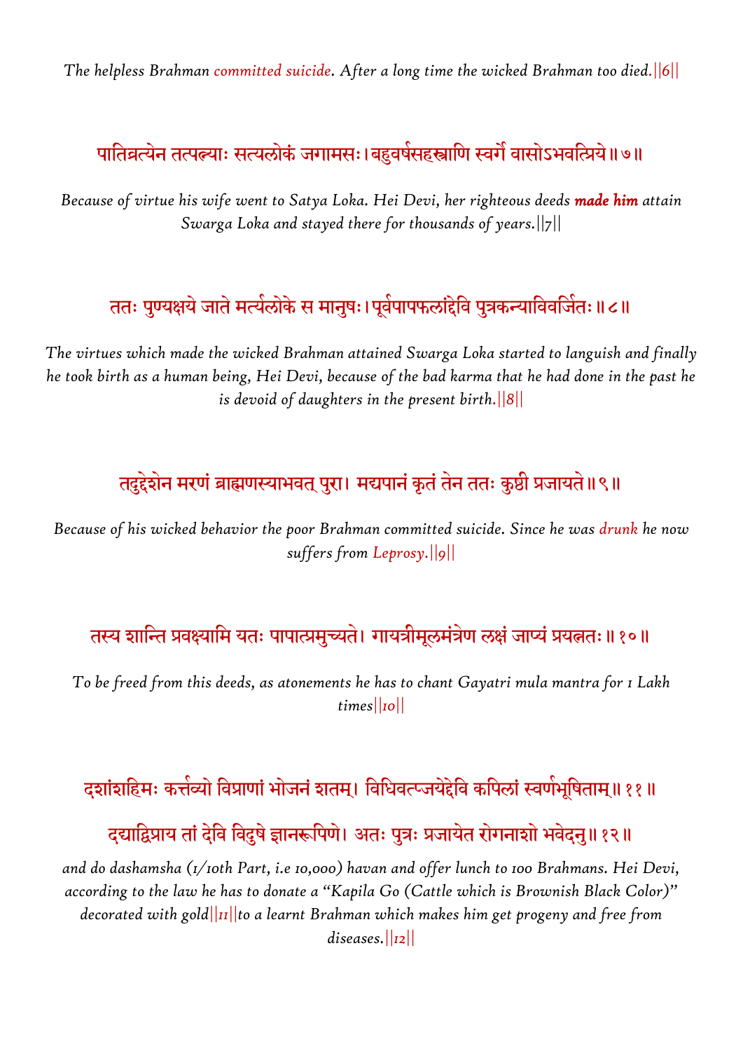*The helpless Brahman committed suicide. After a long time the wicked Brahman too died.||6||*

पातिव्रत्येन तत्पत्न्याः सत्यलोकं जगामसः। बहुवर्षसहस्राणि स्वर्गे वासोऽभवत्प्रिये॥७॥

*Because of virtue his wife went to Satya Loka. Hei Devi, her righteous deeds **made him** attain Swarga Loka and stayed there for thousands of years.||7||*

ततः पुण्यक्षये जाते मर्त्यलोके स मानुषः। पूर्वपापफलांद्देवि पुत्रकन्याविवर्जितः॥८॥

*The virtues which made the wicked Brahman attained Swarga Loka started to languish and finally he took birth as a human being, Hei Devi, because of the bad karma that he had done in the past he is devoid of daughters in the present birth.||8||*

तदुद्देशेन मरणं ब्राह्मणस्याभवत् पुरा। मद्यपानं कृतं तेन ततः कुष्ठी प्रजायते॥९॥

*Because of his wicked behavior the poor Brahman committed suicide. Since he was drunk he now suffers from Leprosy.||9||*

तस्य शान्ति प्रवक्ष्यामि यतः पापात्प्रमुच्यते। गायत्रीमूलमंत्रेण लक्षं जाप्यं प्रयत्नतः॥१०॥

*To be freed from this deeds, as atonements he has to chant Gayatri mula mantra for 1 Lakh times||10||*

दशांशहिमः कर्त्तव्यो विप्राणां भोजनं शतम्। विधिवत्प्जयेद्देवि कपिलां स्वर्णभूषिताम्॥११॥

दद्याद्विप्राय तां देवि विदुषे ज्ञानरूपिणे। अतः पुत्रः प्रजायेत रोगनाशो भवेदनु॥१२॥

*and do dashamsha (1/10th Part, i.e 10,000) havan and offer lunch to 100 Brahmans. Hei Devi, according to the law he has to donate a "Kapila Go (Cattle which is Brownish Black Color)" decorated with gold||11||to a learnt Brahman which makes him get progeny and free from diseases.||12||*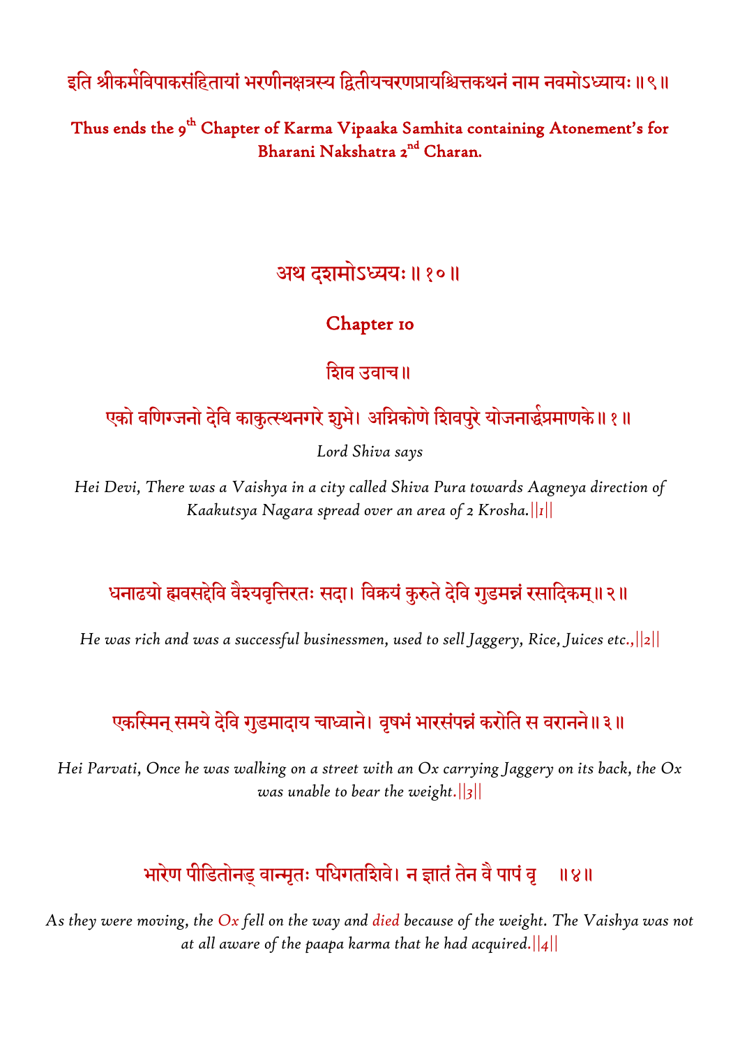इति श्रीकर्मविपाकसंहितायां भरणीनक्षत्रस्य द्वितीयचरणप्रायश्चित्तकथनं नाम नवमोऽध्यायः ॥९॥

**Thus ends the 9th Chapter of Karma Vipaaka Samhita containing Atonement's for Bharani Nakshatra 2nd Charan.**

## अथ दशमोऽध्ययः ॥१०॥

## Chapter 10

### शिव उवाच॥

एको वणिग्जनो देवि काकुत्स्थनगरे शुभे। अग्निकोणे शिवपुरे योजनार्द्धप्रमाणके॥१॥

*Lord Shiva says*

*Hei Devi, There was a Vaishya in a city called Shiva Pura towards Aagneya direction of Kaakutsya Nagara spread over an area of 2 Krosha.||1||*

धनाढयो ह्यवसद्देवि वैश्यवृत्तिरतः सदा। विक्रयं कुरुते देवि गुडमन्नं रसादिकम्॥२॥

*He was rich and was a successful businessmen, used to sell Jaggery, Rice, Juices etc.,||2||*

एकस्मिन् समये देवि गुडमादाय चाध्वाने। वृषभं भारसंपन्नं करोति स वरानने॥३॥

*Hei Parvati, Once he was walking on a street with an Ox carrying Jaggery on its back, the Ox was unable to bear the weight.||3||*

भारेण पीडितोनड् वान्मृतः पधिगतशिवे। न ज्ञातं तेन वै पापं वृ ॥४॥

*As they were moving, the Ox fell on the way and died because of the weight. The Vaishya was not at all aware of the paapa karma that he had acquired.||4||*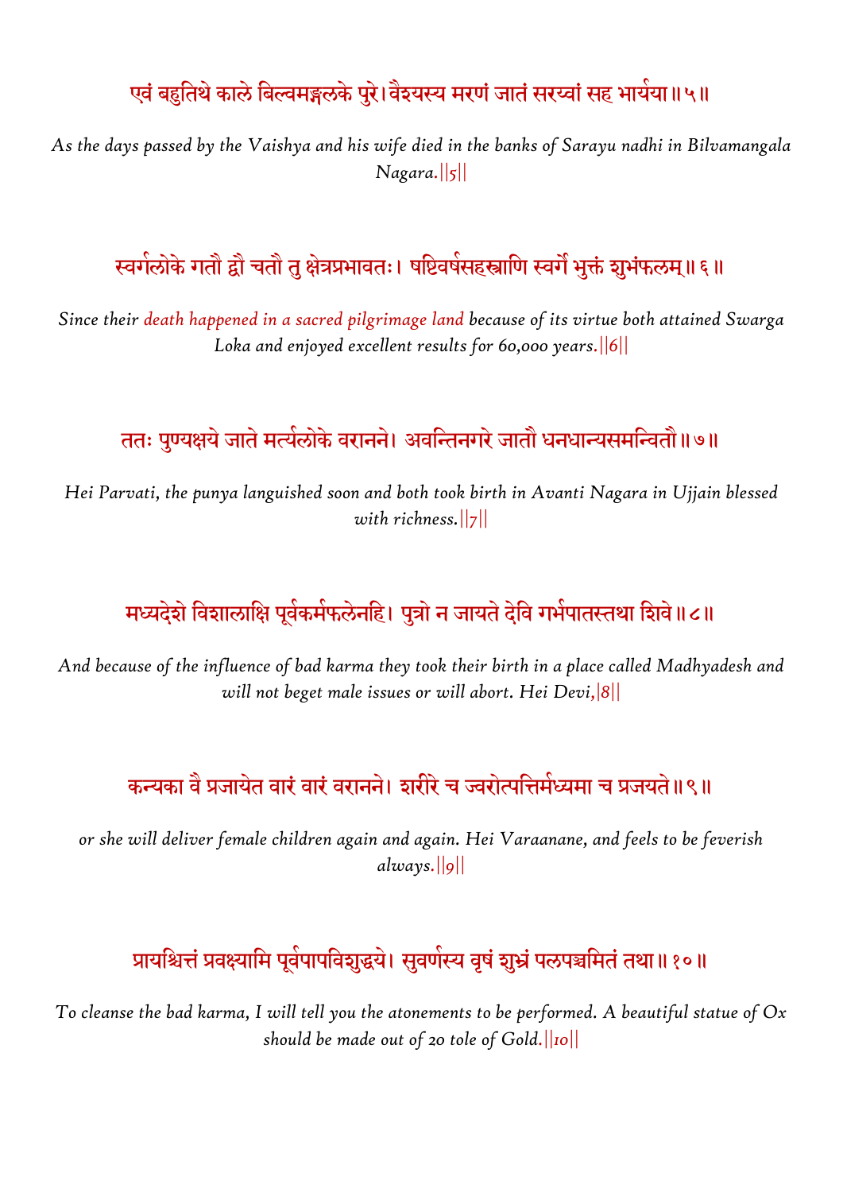एवं बहुतिथे काले बिल्वमङ्गलके पुरे। वैश्यस्य मरणं जातं सरय्वां सह भार्यया॥५॥

*As the days passed by the Vaishya and his wife died in the banks of Sarayu nadhi in Bilvamangala Nagara.||5||*

स्वर्गलोके गतौ द्वौ चतौ तु क्षेत्रप्रभावतः। षष्टिवर्षसहस्राणि स्वर्गे भुक्तं शुभंफलम्॥६॥

*Since their death happened in a sacred pilgrimage land because of its virtue both attained Swarga Loka and enjoyed excellent results for 60,000 years.||6||*

ततः पुण्यक्षये जाते मर्त्यलोके वरानने। अवन्तिनगरे जातौ धनधान्यसमन्वितौ॥७॥

*Hei Parvati, the punya languished soon and both took birth in Avanti Nagara in Ujjain blessed with richness.||7||*

मध्यदेशे विशालाक्षि पूर्वकर्मफलेनहि। पुत्रो न जायते देवि गर्भपातस्तथा शिवे॥८॥

*And because of the influence of bad karma they took their birth in a place called Madhyadesh and will not beget male issues or will abort. Hei Devi,|8||*

कन्यका वै प्रजायेत वारं वारं वरानने। शरीरे च ज्वरोत्पत्तिर्मध्यमा च प्रजयते॥९॥

*or she will deliver female children again and again. Hei Varaanane, and feels to be feverish always.||9||*

प्रायश्चित्तं प्रवक्ष्यामि पूर्वपापविशुद्धये। सुवर्णस्य वृषं शुभ्रं पलपञ्चमितं तथा॥१०॥

*To cleanse the bad karma, I will tell you the atonements to be performed. A beautiful statue of Ox should be made out of 20 tole of Gold.||10||*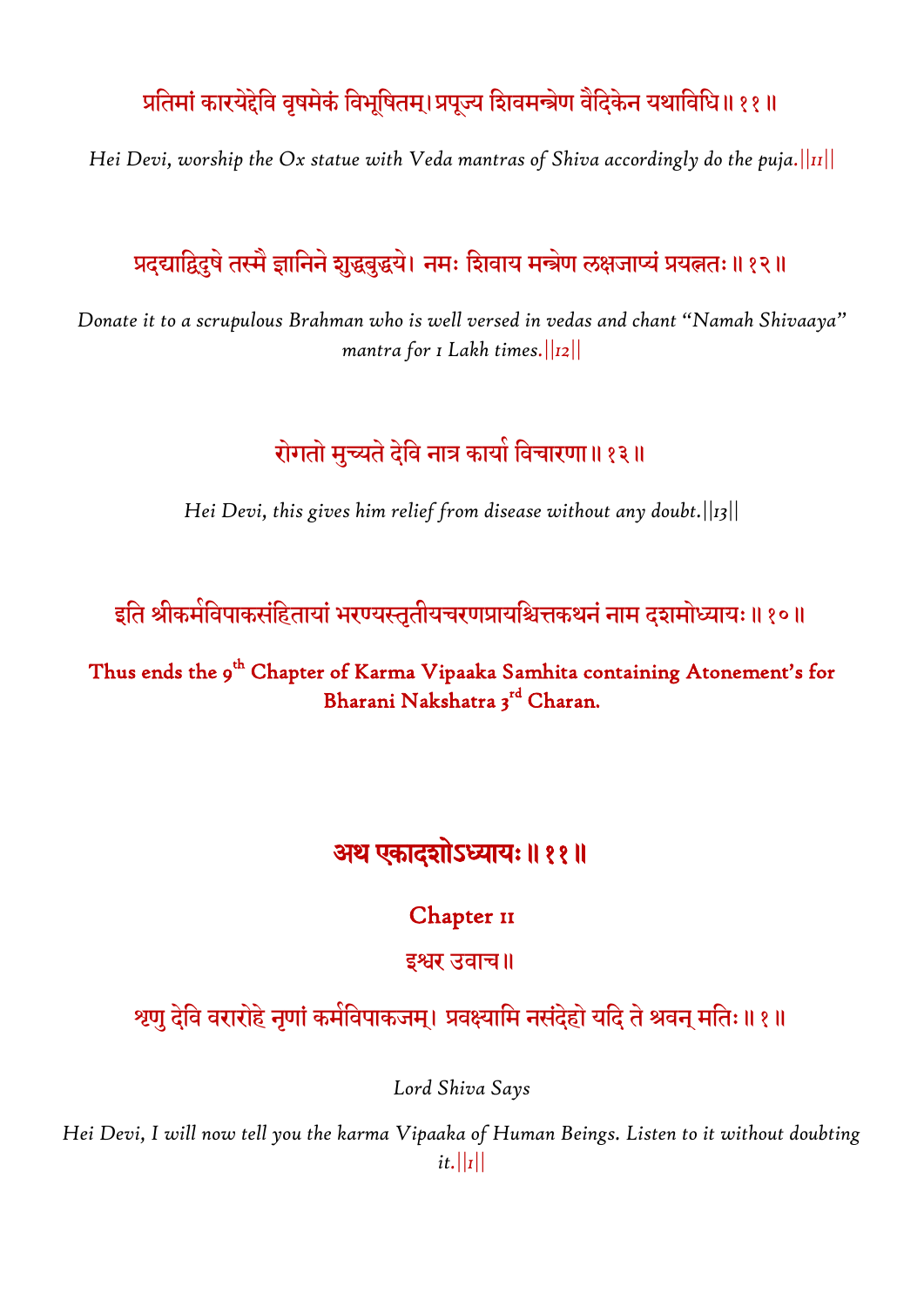प्रतिमां कारयेद्देवि वृषमेकं विभूषितम्। प्रपूज्य शिवमन्त्रेण वैदिकेन यथाविधि॥ ११॥

*Hei Devi, worship the Ox statue with Veda mantras of Shiva accordingly do the puja.||11||*

प्रदद्याद्विदुषे तस्मै ज्ञानिने शुद्धबुद्धये। नमः शिवाय मन्त्रेण लक्षजाप्यं प्रयत्नतः॥ १२॥

*Donate it to a scrupulous Brahman who is well versed in vedas and chant "Namah Shivaaya" mantra for 1 Lakh times.||12||*

रोगतो मुच्यते देवि नात्र कार्या विचारणा॥ १३॥

*Hei Devi, this gives him relief from disease without any doubt.||13||*

इति श्रीकर्मविपाकसंहितायां भरण्यस्तृतीयचरणप्रायश्चित्तकथनं नाम दशमोध्यायः॥ १०॥

**Thus ends the 9th Chapter of Karma Vipaaka Samhita containing Atonement's for Bharani Nakshatra 3rd Charan.**

## अथ एकादशोऽध्यायः॥ ११॥

### Chapter 11

इश्वर उवाच॥

श्रृणु देवि वरारोहे नृणां कर्मविपाकजम्। प्रवक्ष्यामि नसंदेहो यदि ते श्रवन् मतिः॥ १॥

*Lord Shiva Says*

*Hei Devi, I will now tell you the karma Vipaaka of Human Beings. Listen to it without doubting it.||1||*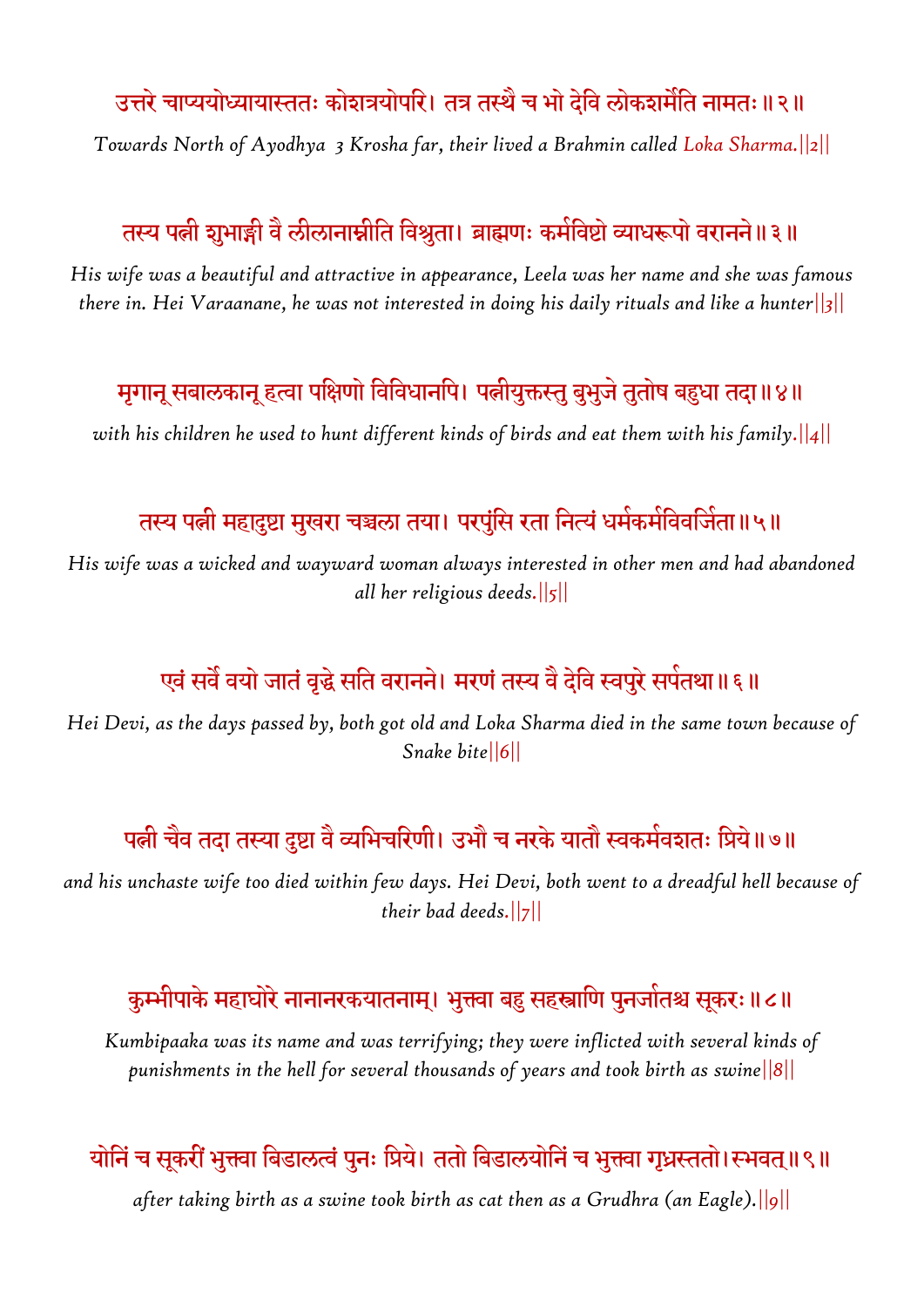उत्तरे चाप्ययोध्यायास्ततः कोशत्रयोपरि। तत्र तस्थै च भो देवि लोकशर्मेति नामतः ॥ २ ॥

*Towards North of Ayodhya 3 Krosha far, their lived a Brahmin called Loka Sharma.||2||*

तस्य पत्नी शुभाङ्गी वै लीलानाम्नीति विश्रुता। ब्राह्मणः कर्मविष्टो व्याधरूपो वरानने ॥ ३ ॥

*His wife was a beautiful and attractive in appearance, Leela was her name and she was famous there in. Hei Varaanane, he was not interested in doing his daily rituals and like a hunter||3||*

मृगान् सबालकान् हत्वा पक्षिणो विविधानपि। पत्नीयुक्तस्तु बुभुजे तुतोष बहुधा तदा ॥ ४ ॥

*with his children he used to hunt different kinds of birds and eat them with his family.||4||*

तस्य पत्नी महादुष्टा मुखरा चञ्चला तया। परपुंसि रता नित्यं धर्मकर्मविवर्जिता ॥ ५ ॥

*His wife was a wicked and wayward woman always interested in other men and had abandoned all her religious deeds.||5||*

एवं सर्वे वयो जातं वृद्धे सति वरानने। मरणं तस्य वै देवि स्वपुरे सर्पतथा ॥ ६ ॥

*Hei Devi, as the days passed by, both got old and Loka Sharma died in the same town because of Snake bite||6||*

पत्नी चैव तदा तस्या दुष्टा वै व्यभिचरिणी। उभौ च नरके यातौ स्वकर्मवशतः प्रिये ॥ ७ ॥

*and his unchaste wife too died within few days. Hei Devi, both went to a dreadful hell because of their bad deeds.||7||*

कुम्भीपाके महाघोरे नानानरकयातनाम्। भुक्त्वा बहु सहस्त्राणि पुनर्जातश्च सूकरः ॥ ८ ॥

*Kumbipaaka was its name and was terrifying; they were inflicted with several kinds of punishments in the hell for several thousands of years and took birth as swine||8||*

योनिं च सूकरीं भुक्त्वा बिडालत्वं पुनः प्रिये। ततो बिडालयोनिं च भुक्त्वा गृध्रस्ततो।ऽभवत् ॥ ९ ॥

*after taking birth as a swine took birth as cat then as a Grudhra (an Eagle).||9||*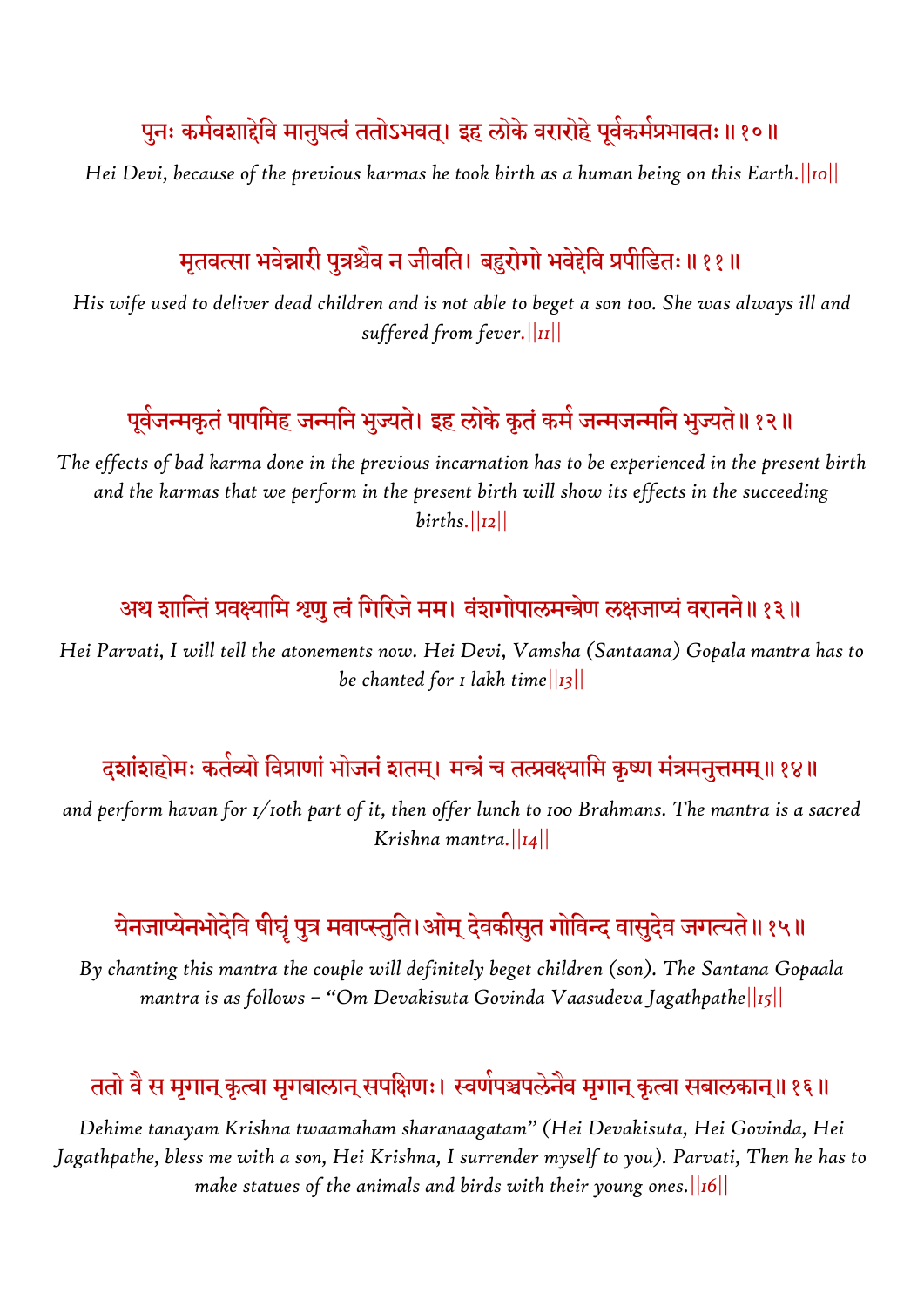पुनः कर्मवशाद्देवि मानुषत्वं ततोऽभवत्। इह लोके वरारोहे पूर्वकर्मप्रभावतः ॥ १० ॥

*Hei Devi, because of the previous karmas he took birth as a human being on this Earth.||10||*

मृतवत्सा भवेन्नारी पुत्रश्चैव न जीवति। बहुरोगो भवेद्देवि प्रपीडितः ॥ ११ ॥

*His wife used to deliver dead children and is not able to beget a son too. She was always ill and suffered from fever.||11||*

पूर्वजन्मकृतं पापमिह जन्मनि भुज्यते। इह लोके कृतं कर्म जन्मजन्मनि भुज्यते ॥ १२ ॥

*The effects of bad karma done in the previous incarnation has to be experienced in the present birth and the karmas that we perform in the present birth will show its effects in the succeeding births.||12||*

अथ शान्तिं प्रवक्ष्यामि श्रृणु त्वं गिरिजे मम। वंशगोपालमन्त्रेण लक्षजाप्यं वरानने ॥ १३ ॥

*Hei Parvati, I will tell the atonements now. Hei Devi, Vamsha (Santaana) Gopala mantra has to be chanted for 1 lakh time||13||*

दशांशहोमः कर्तव्यो विप्राणां भोजनं शतम्। मन्त्रं च तत्प्रवक्ष्यामि कृष्ण मंत्रमनुत्तमम् ॥ १४ ॥

*and perform havan for 1/10th part of it, then offer lunch to 100 Brahmans. The mantra is a sacred Krishna mantra.||14||*

येनजाप्येनभोदेवि षीघ्रं पुत्र मवाप्स्तुति। ओम् देवकीसुत गोविन्द वासुदेव जगत्यते ॥ १५ ॥

*By chanting this mantra the couple will definitely beget children (son). The Santana Gopaala mantra is as follows – "Om Devakisuta Govinda Vaasudeva Jagathpathe||15||*

ततो वै स मृगान् कृत्वा मृगबालान् सपक्षिणः। स्वर्णपञ्चपलेनैव मृगान् कृत्वा सबालकान् ॥ १६ ॥

*Dehime tanayam Krishna twaamaham sharanaagatam" (Hei Devakisuta, Hei Govinda, Hei Jagathpathe, bless me with a son, Hei Krishna, I surrender myself to you). Parvati, Then he has to make statues of the animals and birds with their young ones.||16||*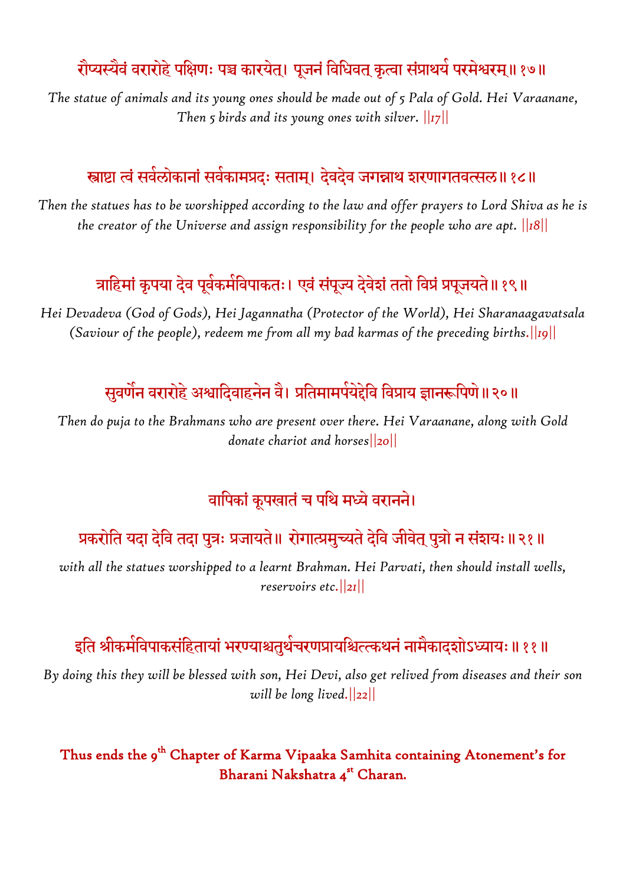रौप्यस्यैवं वरारोहे पक्षिणः पञ्च कारयेत्। पूजनं विधिवत् कृत्वा संप्रार्थ्य परमेश्वरम्॥ १७॥

*The statue of animals and its young ones should be made out of 5 Pala of Gold. Hei Varaanane, Then 5 birds and its young ones with silver. ||17||*

स्राष्टा त्वं सर्वलोकानां सर्वकामप्रदः सताम्। देवदेव जगन्नाथ शरणागतवत्सल॥ १८॥

*Then the statues has to be worshipped according to the law and offer prayers to Lord Shiva as he is the creator of the Universe and assign responsibility for the people who are apt. ||18||*

त्राहिमां कृपया देव पूर्वकर्मविपाकतः। एवं संपूज्य देवेशं ततो विप्रं प्रपूजयते॥ १९॥

*Hei Devadeva (God of Gods), Hei Jagannatha (Protector of the World), Hei Sharanaagavatsala (Saviour of the people), redeem me from all my bad karmas of the preceding births.||19||*

सुवर्णेन वरारोहे अश्वादिवाहनेन वै। प्रतिमामर्पयेद्देवि विप्राय ज्ञानरूपिणे॥ २०॥

*Then do puja to the Brahmans who are present over there. Hei Varaanane, along with Gold donate chariot and horses||20||*

वापिकां कूपखातं च पथि मध्ये वरानने।

प्रकरोति यदा देवि तदा पुत्रः प्रजायते॥ रोगात्प्रमुच्यते देवि जीवेत् पुत्रो न संशयः॥ २१॥

*with all the statues worshipped to a learnt Brahman. Hei Parvati, then should install wells, reservoirs etc.||21||*

इति श्रीकर्मविपाकसंहितायां भरण्याश्चतुर्थचरणप्रायश्चित्त्कथनं नामैकादशोऽध्यायः॥ ११॥

*By doing this they will be blessed with son, Hei Devi, also get relived from diseases and their son will be long lived.||22||*

**Thus ends the 9th Chapter of Karma Vipaaka Samhita containing Atonement's for Bharani Nakshatra 4st Charan.**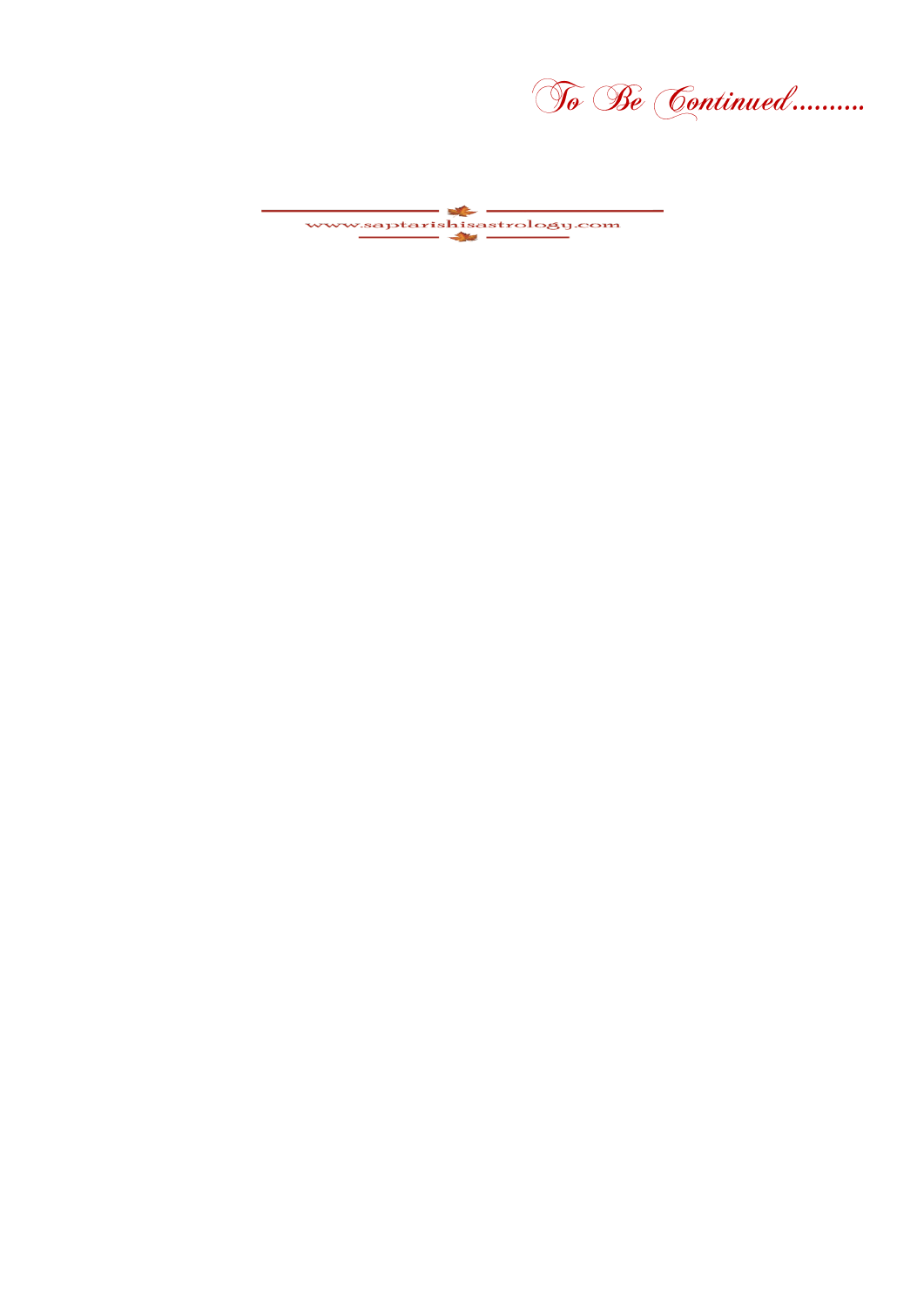*To Be Continued..........*

www.saptarishisastrology.com